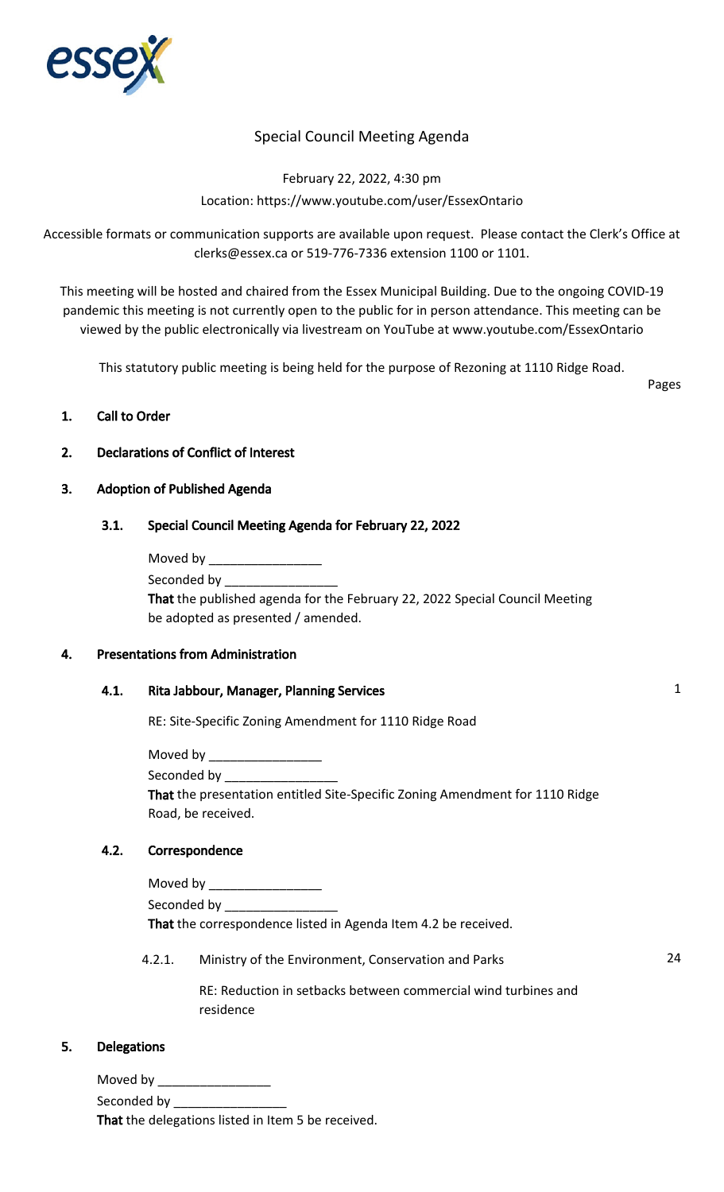# Special Council Meeting Agenda

February 22, 2022, 4:30 pm
Location: https://www.youtube.com/user/EssexOntario

Accessible formats or communication supports are available upon request. Please contact the Clerk's Office at clerks@essex.ca or 519-776-7336 extension 1100 or 1101.

This meeting will be hosted and chaired from the Essex Municipal Building. Due to the ongoing COVID-19 pandemic this meeting is not currently open to the public for in person attendance. This meeting can be viewed by the public electronically via livestream on YouTube at www.youtube.com/EssexOntario

This statutory public meeting is being held for the purpose of Rezoning at 1110 Ridge Road.

Pages

**1. Call to Order**

**2. Declarations of Conflict of Interest**

**3. Adoption of Published Agenda**

**3.1. Special Council Meeting Agenda for February 22, 2022**

Moved by _______________
Seconded by _______________
**That** the published agenda for the February 22, 2022 Special Council Meeting be adopted as presented / amended.

**4. Presentations from Administration**

**4.1. Rita Jabbour, Manager, Planning Services** — 1

RE: Site-Specific Zoning Amendment for 1110 Ridge Road

Moved by _______________
Seconded by _______________
**That** the presentation entitled Site-Specific Zoning Amendment for 1110 Ridge Road, be received.

**4.2. Correspondence**

Moved by _______________
Seconded by _______________
**That** the correspondence listed in Agenda Item 4.2 be received.

4.2.1. Ministry of the Environment, Conservation and Parks — 24

RE: Reduction in setbacks between commercial wind turbines and residence

**5. Delegations**

Moved by _______________
Seconded by _______________
**That** the delegations listed in Item 5 be received.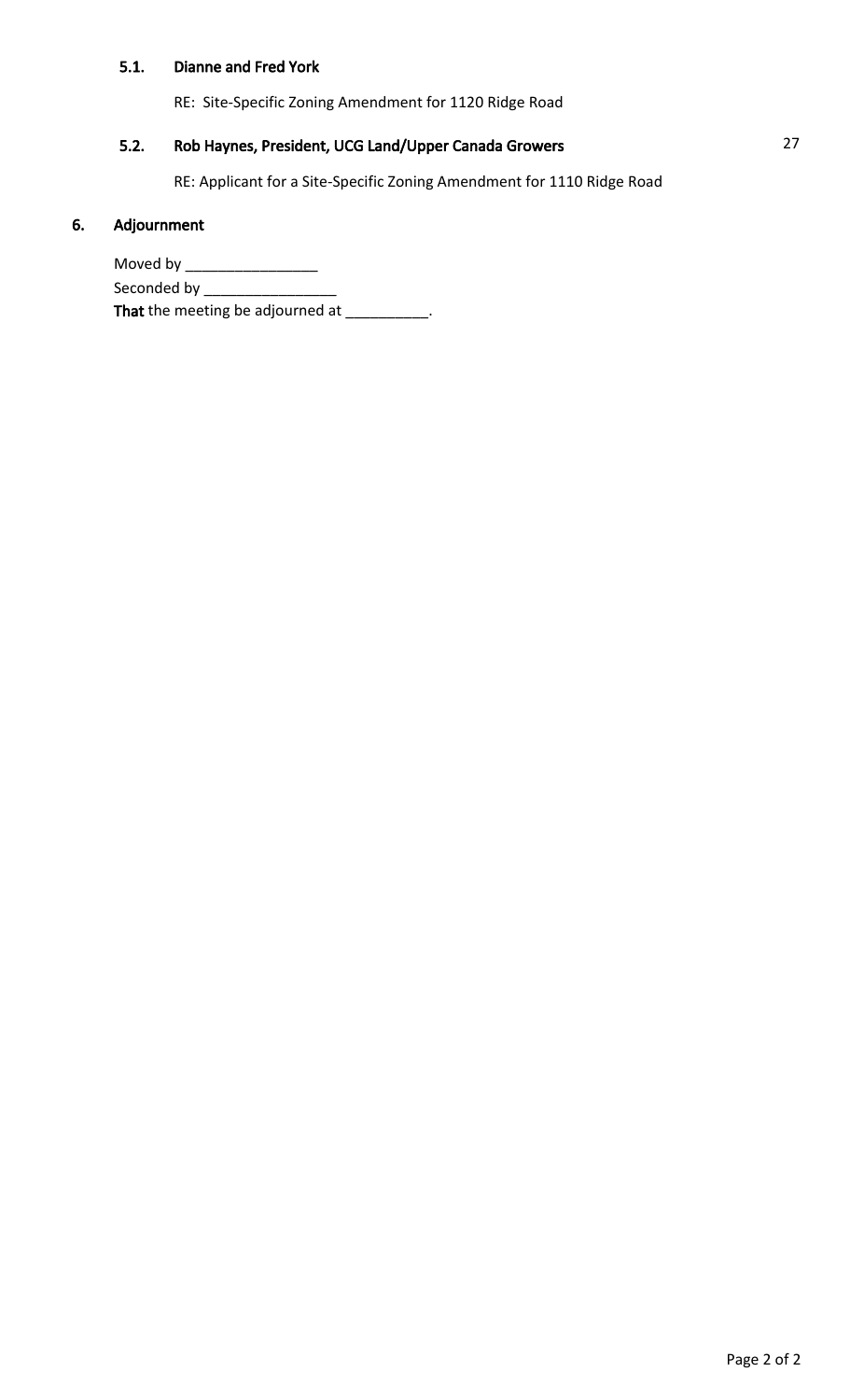### 5.1. Dianne and Fred York

RE: Site-Specific Zoning Amendment for 1120 Ridge Road

### 5.2. Rob Haynes, President, UCG Land/Upper Canada Growers

27

RE: Applicant for a Site-Specific Zoning Amendment for 1110 Ridge Road

## 6. Adjournment

Moved by ________________

Seconded by ________________

**That** the meeting be adjourned at __________.